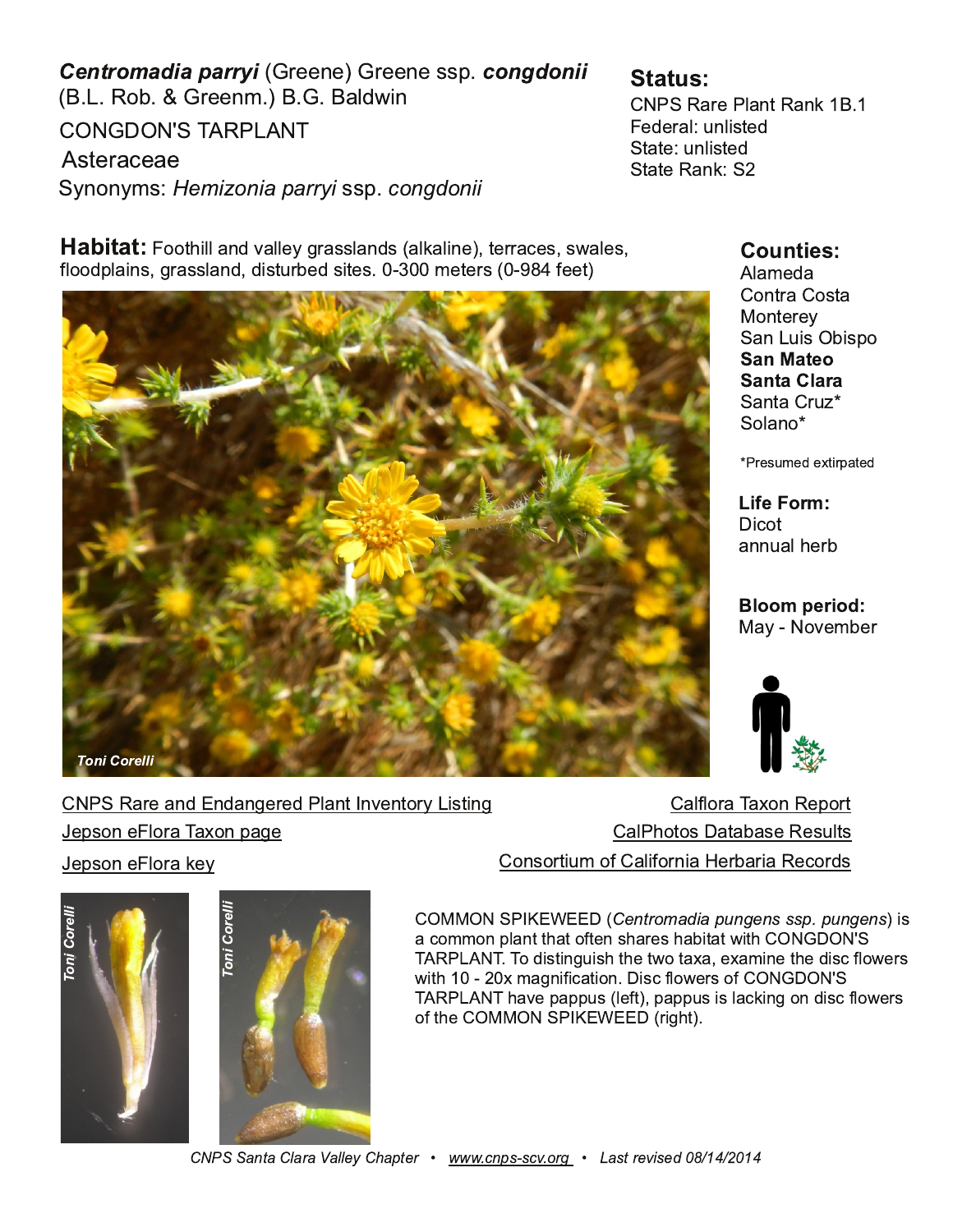***Centromadia parryi*** (Greene) Greene ssp. ***congdonii*** (B.L. Rob. & Greenm.) B.G. Baldwin

CONGDON'S TARPLANT

Asteraceae

Synonyms: *Hemizonia parryi* ssp. *congdonii*

## Status:

CNPS Rare Plant Rank 1B.1
Federal: unlisted
State: unlisted
State Rank: S2

**Habitat:** Foothill and valley grasslands (alkaline), terraces, swales, floodplains, grassland, disturbed sites. 0-300 meters (0-984 feet)

## Counties:

Alameda
Contra Costa
Monterey
San Luis Obispo
**San Mateo**
**Santa Clara**
Santa Cruz*
Solano*

*Presumed extirpated

**Life Form:**
Dicot
annual herb

**Bloom period:**
May - November

Toni Corelli

CNPS Rare and Endangered Plant Inventory Listing

Jepson eFlora Taxon page

Jepson eFlora key

Calflora Taxon Report

CalPhotos Database Results

Consortium of California Herbaria Records

Toni Corelli

Toni Corelli

COMMON SPIKEWEED (*Centromadia pungens ssp. pungens*) is a common plant that often shares habitat with CONGDON'S TARPLANT. To distinguish the two taxa, examine the disc flowers with 10 - 20x magnification. Disc flowers of CONGDON'S TARPLANT have pappus (left), pappus is lacking on disc flowers of the COMMON SPIKEWEED (right).

*CNPS Santa Clara Valley Chapter • www.cnps-scv.org • Last revised 08/14/2014*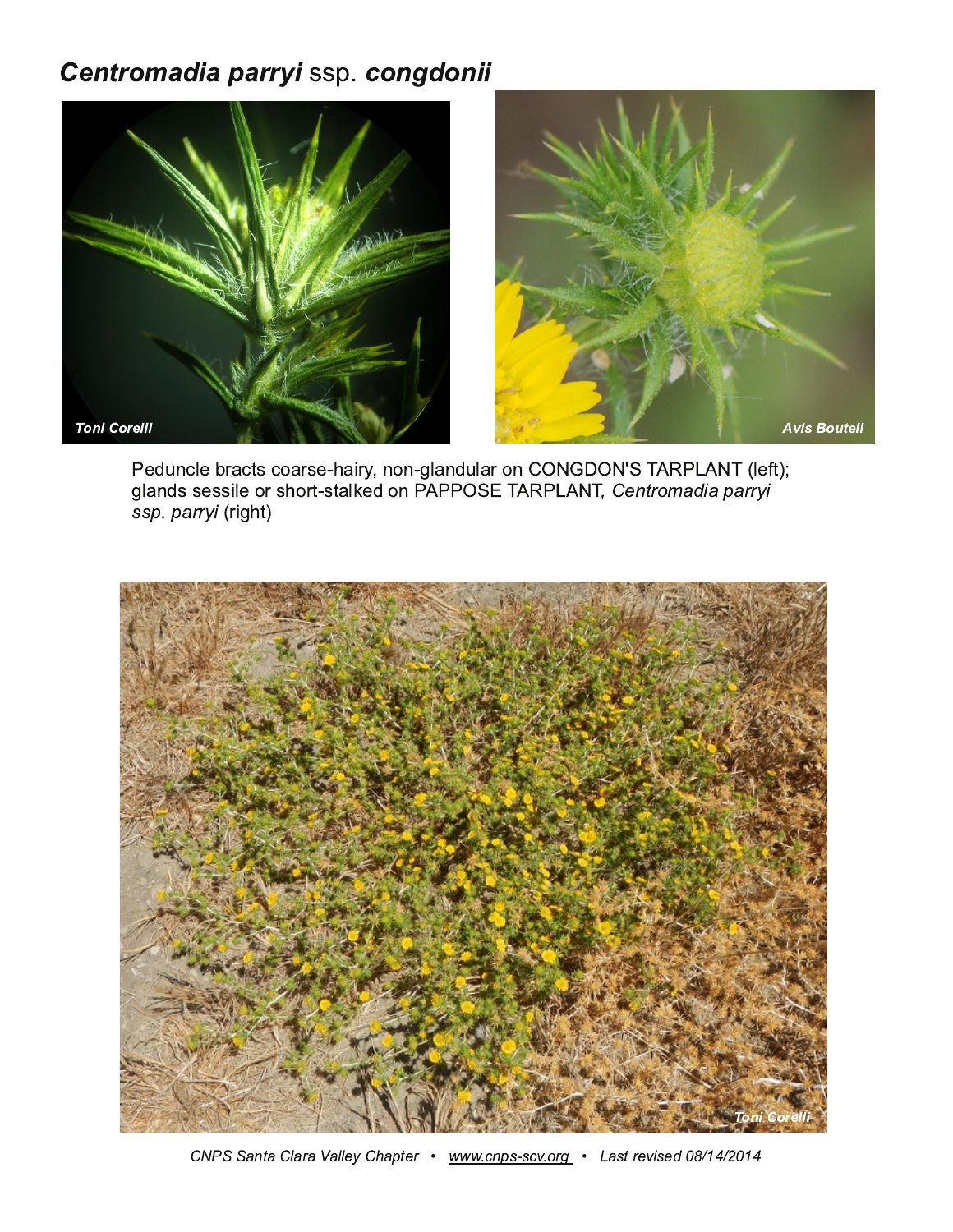# *Centromadia parryi* ssp. *congdonii*

Toni Corelli

Avis Boutell

Peduncle bracts coarse-hairy, non-glandular on CONGDON'S TARPLANT (left); glands sessile or short-stalked on PAPPOSE TARPLANT, *Centromadia parryi ssp. parryi* (right)

Toni Corelli

*CNPS Santa Clara Valley Chapter • www.cnps-scv.org • Last revised 08/14/2014*